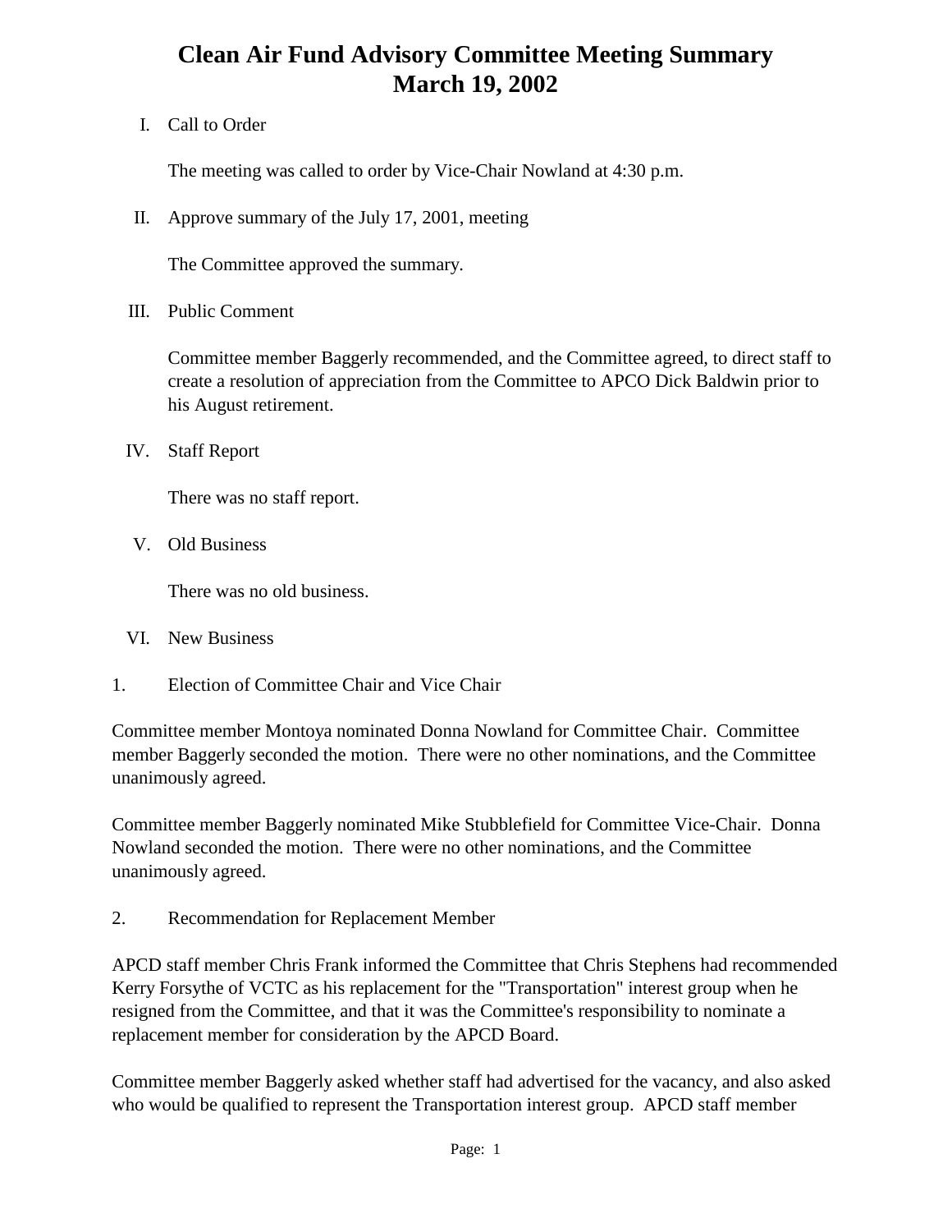# Clean Air Fund Advisory Committee Meeting Summary
# March 19, 2002

I. Call to Order

The meeting was called to order by Vice-Chair Nowland at 4:30 p.m.

II. Approve summary of the July 17, 2001, meeting

The Committee approved the summary.

III. Public Comment

Committee member Baggerly recommended, and the Committee agreed, to direct staff to create a resolution of appreciation from the Committee to APCO Dick Baldwin prior to his August retirement.

IV. Staff Report

There was no staff report.

V. Old Business

There was no old business.

VI. New Business

1. Election of Committee Chair and Vice Chair

Committee member Montoya nominated Donna Nowland for Committee Chair. Committee member Baggerly seconded the motion. There were no other nominations, and the Committee unanimously agreed.

Committee member Baggerly nominated Mike Stubblefield for Committee Vice-Chair. Donna Nowland seconded the motion. There were no other nominations, and the Committee unanimously agreed.

2. Recommendation for Replacement Member

APCD staff member Chris Frank informed the Committee that Chris Stephens had recommended Kerry Forsythe of VCTC as his replacement for the "Transportation" interest group when he resigned from the Committee, and that it was the Committee's responsibility to nominate a replacement member for consideration by the APCD Board.

Committee member Baggerly asked whether staff had advertised for the vacancy, and also asked who would be qualified to represent the Transportation interest group. APCD staff member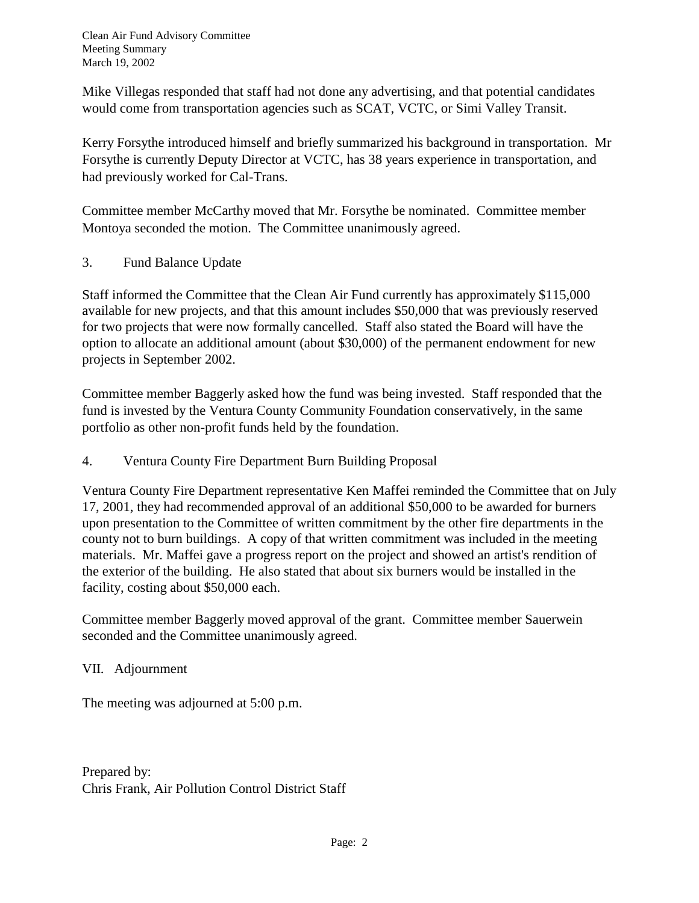Mike Villegas responded that staff had not done any advertising, and that potential candidates would come from transportation agencies such as SCAT, VCTC, or Simi Valley Transit.

Kerry Forsythe introduced himself and briefly summarized his background in transportation. Mr Forsythe is currently Deputy Director at VCTC, has 38 years experience in transportation, and had previously worked for Cal-Trans.

Committee member McCarthy moved that Mr. Forsythe be nominated. Committee member Montoya seconded the motion. The Committee unanimously agreed.

3. Fund Balance Update

Staff informed the Committee that the Clean Air Fund currently has approximately $115,000 available for new projects, and that this amount includes $50,000 that was previously reserved for two projects that were now formally cancelled. Staff also stated the Board will have the option to allocate an additional amount (about $30,000) of the permanent endowment for new projects in September 2002.

Committee member Baggerly asked how the fund was being invested. Staff responded that the fund is invested by the Ventura County Community Foundation conservatively, in the same portfolio as other non-profit funds held by the foundation.

4. Ventura County Fire Department Burn Building Proposal

Ventura County Fire Department representative Ken Maffei reminded the Committee that on July 17, 2001, they had recommended approval of an additional $50,000 to be awarded for burners upon presentation to the Committee of written commitment by the other fire departments in the county not to burn buildings. A copy of that written commitment was included in the meeting materials. Mr. Maffei gave a progress report on the project and showed an artist's rendition of the exterior of the building. He also stated that about six burners would be installed in the facility, costing about $50,000 each.

Committee member Baggerly moved approval of the grant. Committee member Sauerwein seconded and the Committee unanimously agreed.

VII. Adjournment

The meeting was adjourned at 5:00 p.m.

Prepared by:
Chris Frank, Air Pollution Control District Staff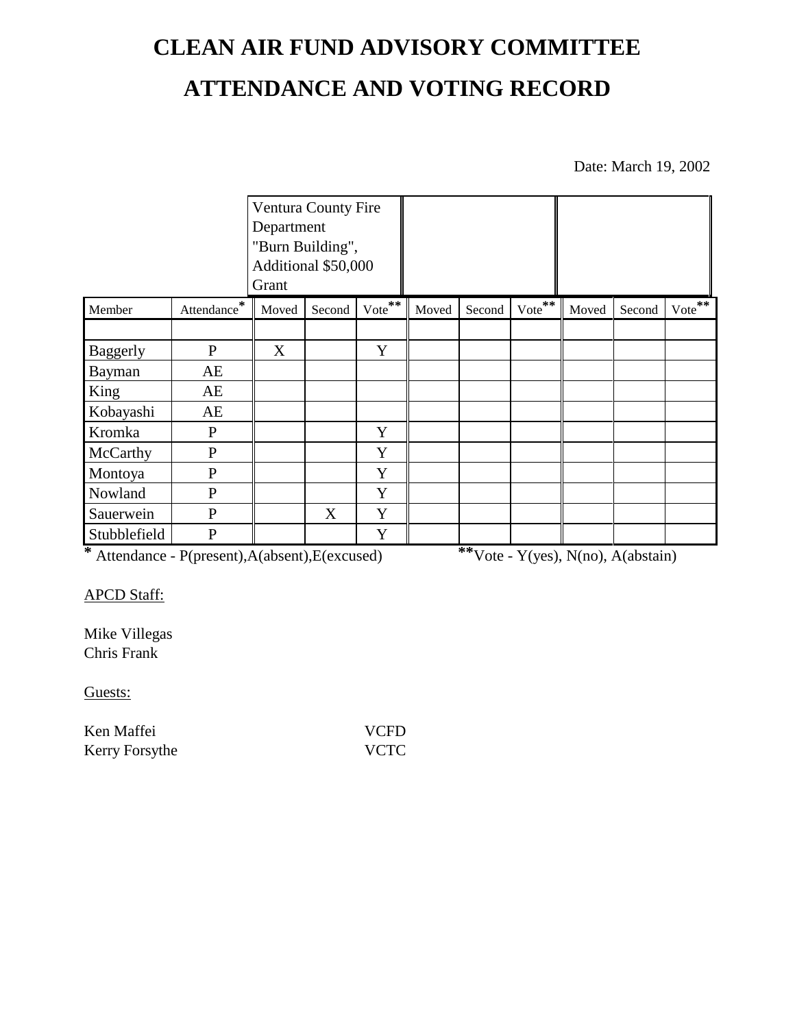# CLEAN AIR FUND ADVISORY COMMITTEE

# ATTENDANCE AND VOTING RECORD

Date: March 19, 2002

| | | Ventura County Fire Department "Burn Building", Additional $50,000 Grant | | | | | | | | |
|---|---|---|---|---|---|---|---|---|---|---|
| Member | Attendance* | Moved | Second | Vote** | Moved | Second | Vote** | Moved | Second | Vote** |
| | | | | | | | | | | |
| Baggerly | P | X | | Y | | | | | | |
| Bayman | AE | | | | | | | | | |
| King | AE | | | | | | | | | |
| Kobayashi | AE | | | | | | | | | |
| Kromka | P | | | Y | | | | | | |
| McCarthy | P | | | Y | | | | | | |
| Montoya | P | | | Y | | | | | | |
| Nowland | P | | | Y | | | | | | |
| Sauerwein | P | | X | Y | | | | | | |
| Stubblefield | P | | | Y | | | | | | |

* Attendance - P(present),A(absent),E(excused)

** Vote - Y(yes), N(no), A(abstain)

APCD Staff:

Mike Villegas
Chris Frank

Guests:

Ken Maffei VCFD
Kerry Forsythe VCTC